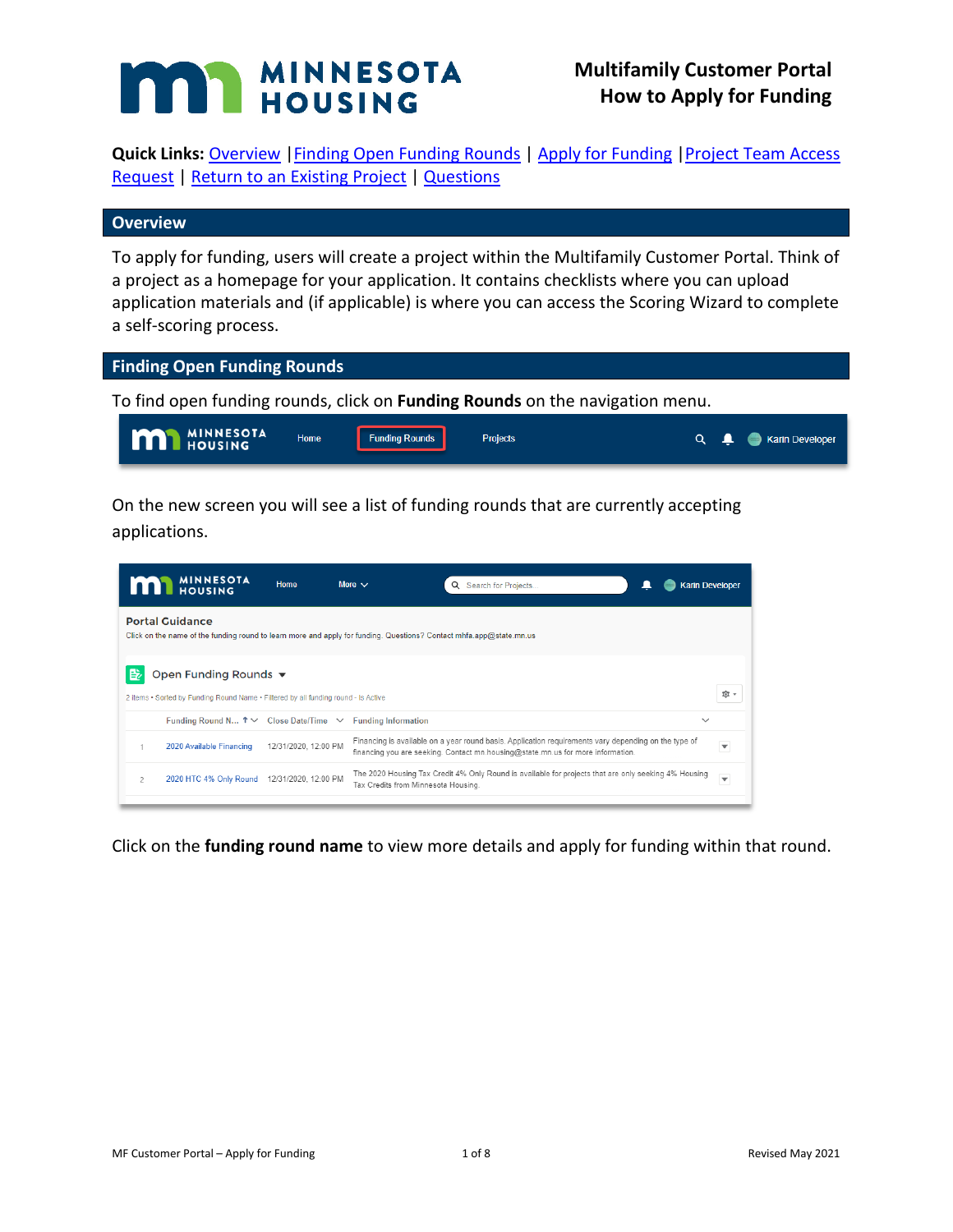# Multifamily Customer Portal
## How to Apply for Funding

**Quick Links:** Overview | Finding Open Funding Rounds | Apply for Funding | Project Team Access Request | Return to an Existing Project | Questions

## Overview

To apply for funding, users will create a project within the Multifamily Customer Portal. Think of a project as a homepage for your application. It contains checklists where you can upload application materials and (if applicable) is where you can access the Scoring Wizard to complete a self-scoring process.

## Finding Open Funding Rounds

To find open funding rounds, click on **Funding Rounds** on the navigation menu.

On the new screen you will see a list of funding rounds that are currently accepting applications.

Click on the **funding round name** to view more details and apply for funding within that round.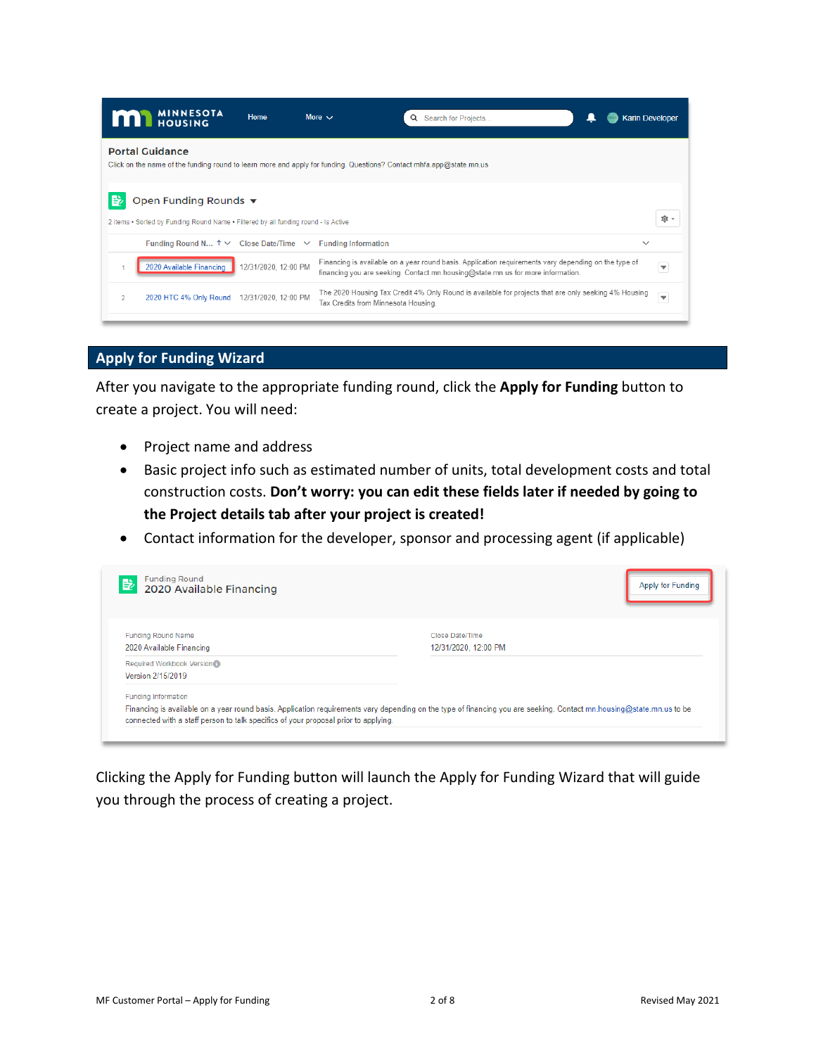Portal Guidance

Click on the name of the funding round to learn more and apply for funding. Questions? Contact mhfa.app@state.mn.us

Open Funding Rounds

2 items • Sorted by Funding Round Name • Filtered by all funding round - Is Active

| | Funding Round N... | Close Date/Time | Funding Information |
|---|---|---|---|
| 1 | 2020 Available Financing | 12/31/2020, 12:00 PM | Financing is available on a year round basis. Application requirements vary depending on the type of financing you are seeking. Contact mn.housing@state.mn.us for more information. |
| 2 | 2020 HTC 4% Only Round | 12/31/2020, 12:00 PM | The 2020 Housing Tax Credit 4% Only Round is available for projects that are only seeking 4% Housing Tax Credits from Minnesota Housing. |

## Apply for Funding Wizard

After you navigate to the appropriate funding round, click the **Apply for Funding** button to create a project. You will need:

- Project name and address
- Basic project info such as estimated number of units, total development costs and total construction costs. **Don't worry: you can edit these fields later if needed by going to the Project details tab after your project is created!**
- Contact information for the developer, sponsor and processing agent (if applicable)

Funding Round
2020 Available Financing

Apply for Funding

Funding Round Name: 2020 Available Financing

Close Date/Time: 12/31/2020, 12:00 PM

Required Workbook Version: Version 2/15/2019

Funding Information: Financing is available on a year round basis. Application requirements vary depending on the type of financing you are seeking. Contact mn.housing@state.mn.us to be connected with a steff person to talk specifics of your proposal prior to applying.

Clicking the Apply for Funding button will launch the Apply for Funding Wizard that will guide you through the process of creating a project.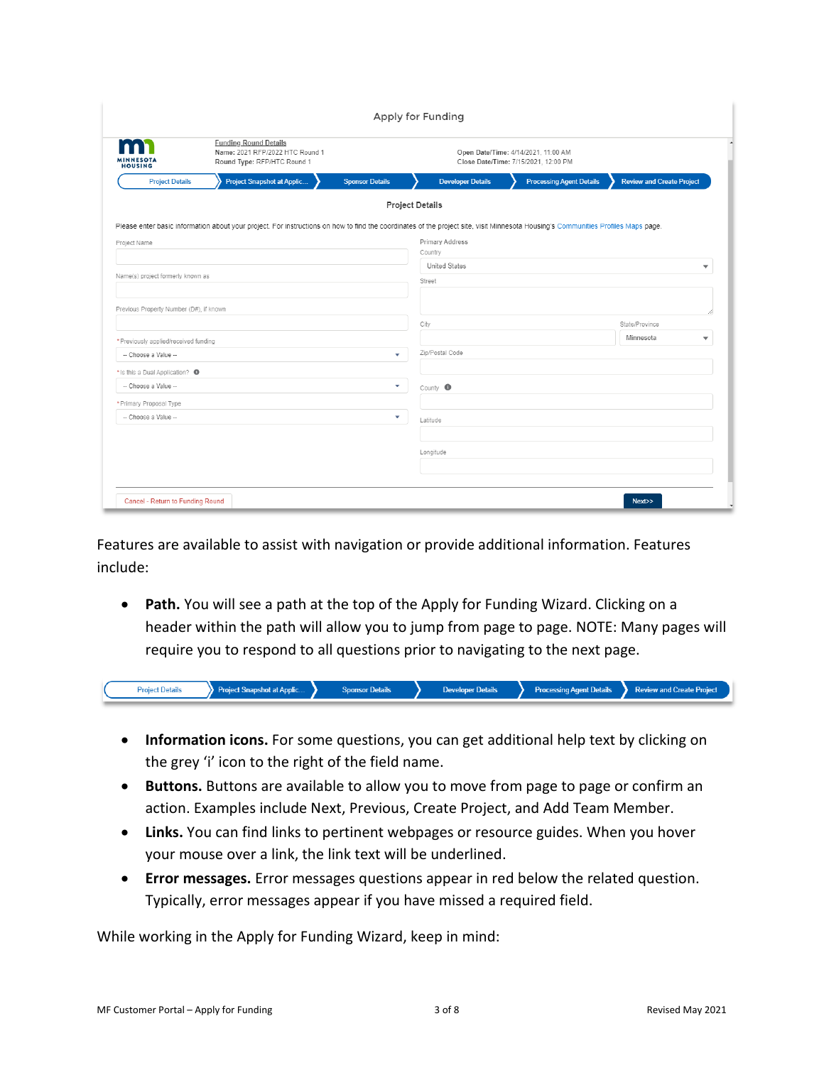Features are available to assist with navigation or provide additional information. Features include:

- **Path.** You will see a path at the top of the Apply for Funding Wizard. Clicking on a header within the path will allow you to jump from page to page. NOTE: Many pages will require you to respond to all questions prior to navigating to the next page.
- **Information icons.** For some questions, you can get additional help text by clicking on the grey 'i' icon to the right of the field name.
- **Buttons.** Buttons are available to allow you to move from page to page or confirm an action. Examples include Next, Previous, Create Project, and Add Team Member.
- **Links.** You can find links to pertinent webpages or resource guides. When you hover your mouse over a link, the link text will be underlined.
- **Error messages.** Error messages questions appear in red below the related question. Typically, error messages appear if you have missed a required field.

While working in the Apply for Funding Wizard, keep in mind: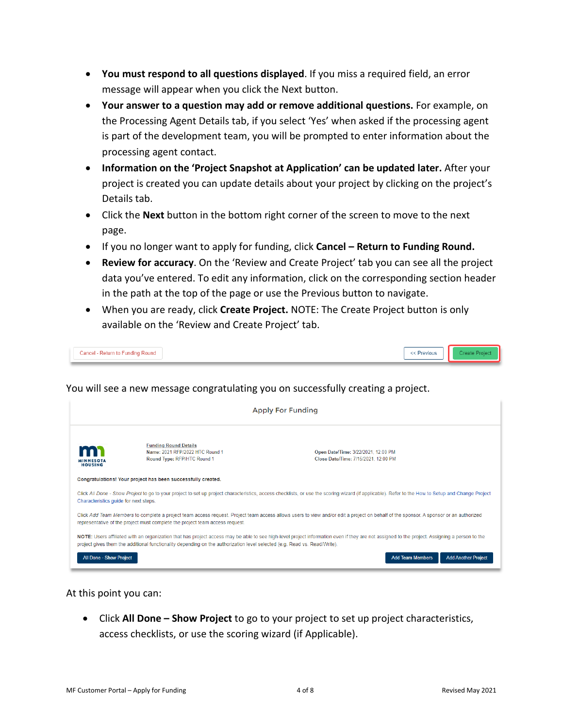- **You must respond to all questions displayed**. If you miss a required field, an error message will appear when you click the Next button.
- **Your answer to a question may add or remove additional questions.** For example, on the Processing Agent Details tab, if you select 'Yes' when asked if the processing agent is part of the development team, you will be prompted to enter information about the processing agent contact.
- **Information on the 'Project Snapshot at Application' can be updated later.** After your project is created you can update details about your project by clicking on the project's Details tab.
- Click the **Next** button in the bottom right corner of the screen to move to the next page.
- If you no longer want to apply for funding, click **Cancel – Return to Funding Round.**
- **Review for accuracy**. On the 'Review and Create Project' tab you can see all the project data you've entered. To edit any information, click on the corresponding section header in the path at the top of the page or use the Previous button to navigate.
- When you are ready, click **Create Project.** NOTE: The Create Project button is only available on the 'Review and Create Project' tab.

Cancel - Return to Funding Round | << Previous | Create Project

You will see a new message congratulating you on successfully creating a project.

Apply For Funding

MINNESOTA HOUSING

Funding Round Details
Name: 2021 RFP/2022 HTC Round 1
Round Type: RFP/HTC Round 1

Open Date/Time: 3/22/2021, 12:00 PM
Close Date/Time: 7/15/2021, 12:00 PM

Congratulations! Your project has been successfully created.

Click *All Done - Show Project* to go to your project to set up project characteristics, access checklists, or use the scoring wizard (if applicable). Refer to the How to Setup and Change Project Characteristics guide for next steps.

Click *Add Team Members* to complete a project team access request. Project team access allows users to view and/or edit a project on behalf of the sponsor. A sponsor or an authorized representative of the project must complete the project team access request.

NOTE: Users affiliated with an organization that has project access may be able to see high-level project information even if they are not assigned to the project. Assigning a person to the project gives them the additional functionality depending on the authorization level selected (e.g. Read vs. Read/Write).

All Done - Show Project | Add Team Members | Add Another Project

At this point you can:

- Click **All Done – Show Project** to go to your project to set up project characteristics, access checklists, or use the scoring wizard (if Applicable).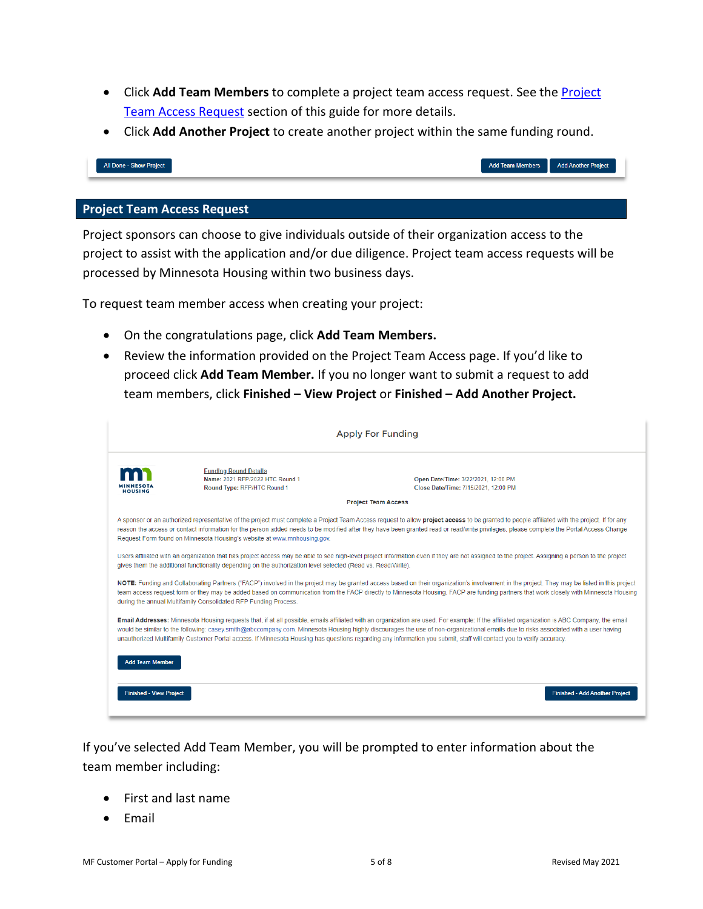- Click **Add Team Members** to complete a project team access request. See the Project Team Access Request section of this guide for more details.
- Click **Add Another Project** to create another project within the same funding round.

All Done - Show Project | Add Team Members | Add Another Project

## Project Team Access Request

Project sponsors can choose to give individuals outside of their organization access to the project to assist with the application and/or due diligence. Project team access requests will be processed by Minnesota Housing within two business days.

To request team member access when creating your project:

- On the congratulations page, click **Add Team Members.**
- Review the information provided on the Project Team Access page. If you'd like to proceed click **Add Team Member.** If you no longer want to submit a request to add team members, click **Finished – View Project** or **Finished – Add Another Project.**

Apply For Funding

MINNESOTA HOUSING

Funding Round Details
Name: 2021 RFP/2022 HTC Round 1
Round Type: RFP/HTC Round 1

Open Date/Time: 3/22/2021, 12:00 PM
Close Date/Time: 7/15/2021, 12:00 PM

Project Team Access

A sponsor or an authorized representative of the project must complete a Project Team Access request to allow **project access** to be granted to people affiliated with the project. If for any reason the access or contact information for the person added needs to be modified after they have been granted read or read/write privileges, please complete the Portal Access Change Request Form found on Minnesota Housing's website at www.mnhousing.gov.

Users affiliated with an organization that has project access may be able to see high-level project information even if they are not assigned to the project. Assigning a person to the project gives them the additional functionality depending on the authorization level selected (Read vs. Read/Write).

**NOTE:** Funding and Collaborating Partners ("FACP") involved in the project may be granted access based on their organization's involvement in the project. They may be listed in this project team access request form or they may be added based on communication from the FACP directly to Minnesota Housing. FACP are funding partners that work closely with Minnesota Housing during the annual Multifamily Consolidated RFP Funding Process.

**Email Addresses:** Minnesota Housing requests that, if at all possible, emails affiliated with an organization are used. For example: If the affiliated organization is ABC Company, the email would be similar to the following: casey.smith@abccompany.com. Minnesota Housing highly discourages the use of non-organizational emails due to risks associated with a user having unauthorized Multifamily Customer Portal access. If Minnesota Housing has questions regarding any information you submit, staff will contact you to verify accuracy.

Add Team Member

Finished - View Project | Finished - Add Another Project

If you've selected Add Team Member, you will be prompted to enter information about the team member including:

- First and last name
- Email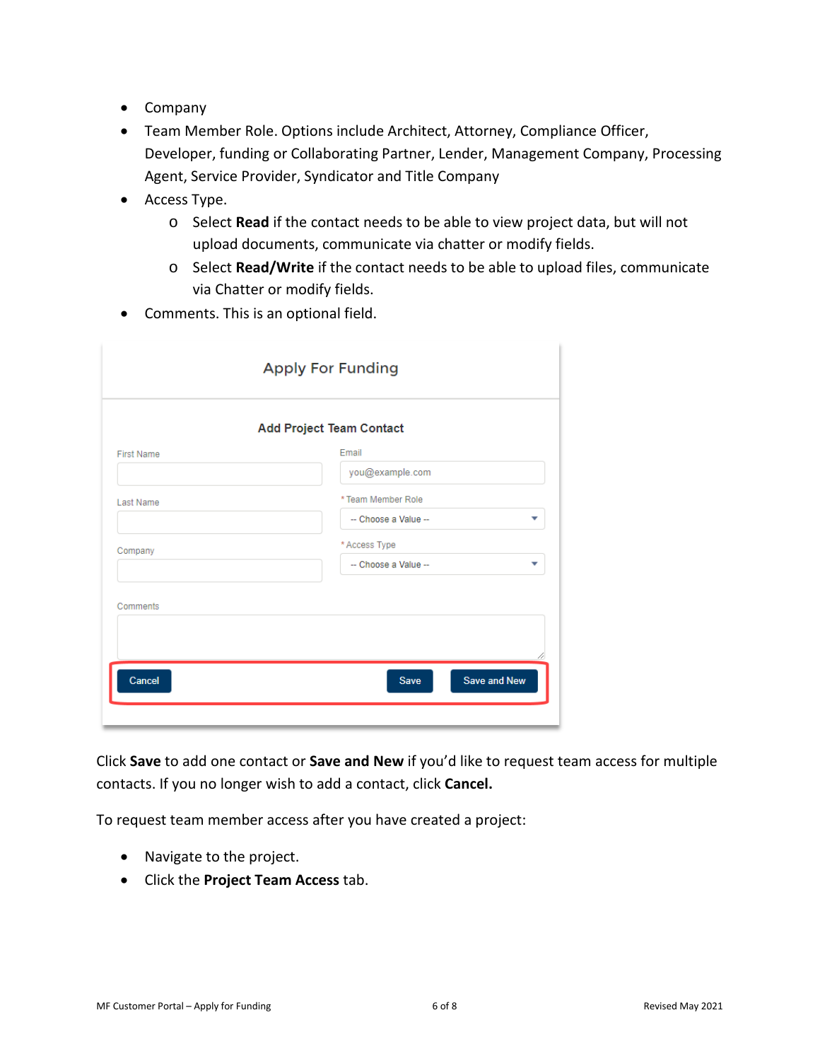- Company
- Team Member Role. Options include Architect, Attorney, Compliance Officer, Developer, funding or Collaborating Partner, Lender, Management Company, Processing Agent, Service Provider, Syndicator and Title Company
- Access Type.
  - Select **Read** if the contact needs to be able to view project data, but will not upload documents, communicate via chatter or modify fields.
  - Select **Read/Write** if the contact needs to be able to upload files, communicate via Chatter or modify fields.
- Comments. This is an optional field.

Click **Save** to add one contact or **Save and New** if you'd like to request team access for multiple contacts. If you no longer wish to add a contact, click **Cancel.**

To request team member access after you have created a project:

- Navigate to the project.
- Click the **Project Team Access** tab.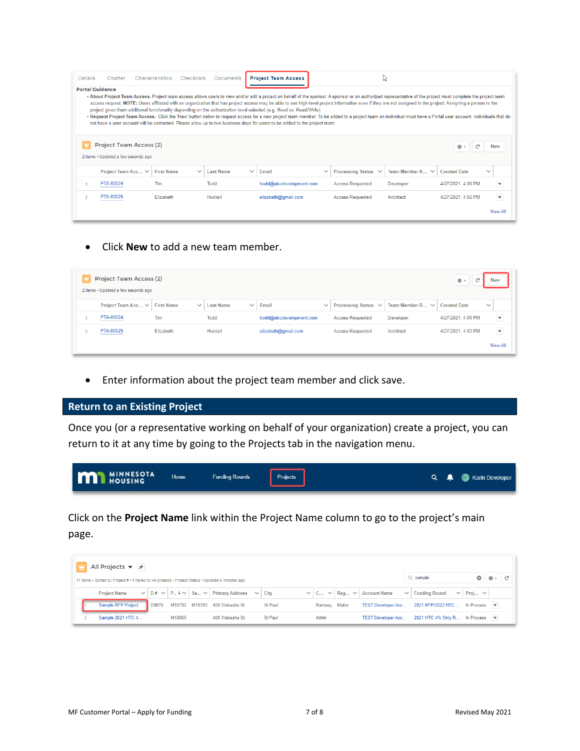Details Chatter Characteristics Checklists Documents **Project Team Access**

**Portal Guidance**

- About Project Team Access. Project team access allows users to view and/or edit a project on behalf of the sponsor. A sponsor or an authorized representative of the project must complete the project team access request. NOTE: Users affiliated with an organization that has project access may be able to see high-level project information even if they are not assigned to the project. Assigning a person to the project gives them additional functionality depending on the authorization level selected (e.g. Read vs. Read/Write).
- Request Project Team Access. Click the 'New' button below to request access for a new project team member. To be added to a project team an individual must have a Portal user account. Individuals that do not have a user account will be contacted. Please allow up to two business days for users to be added to the project team.

Project Team Access (2)

2 items • Updated a few seconds ago

| | Project Team Acc... | First Name | Last Name | Email | Processing Status | Team Member R... | Created Date |
|---|---|---|---|---|---|---|---|
| 1 | PTA-00024 | Tim | Todd | ttodd@abcdevelopment.com | Access Requested | Developer | 4/27/2021, 4:00 PM |
| 2 | PTA-00025 | Elizabeth | Huotari | elizabeth@gmail.com | Access Requested | Architect | 4/27/2021, 4:02 PM |

View All

- Click **New** to add a new team member.

Project Team Access (2)

2 items • Updated a few seconds ago

| | Project Team Acc... | First Name | Last Name | Email | Processing Status | Team Member R... | Created Date |
|---|---|---|---|---|---|---|---|
| 1 | PTA-00024 | Tim | Todd | ttodd@abcdevelopment.com | Access Requested | Developer | 4/27/2021, 4:00 PM |
| 2 | PTA-00025 | Elizabeth | Huotari | elizabeth@gmail.com | Access Requested | Architect | 4/27/2021, 4:02 PM |

View All

- Enter information about the project team member and click save.

## Return to an Existing Project

Once you (or a representative working on behalf of your organization) create a project, you can return to it at any time by going to the Projects tab in the navigation menu.

MINNESOTA HOUSING Home Funding Rounds Projects Karin Developer

Click on the **Project Name** link within the Project Name column to go to the project's main page.

All Projects

11 items • Sorted by Project # • Filtered by All projects - Project Status • Updated 6 minutes ago

| | Project Name | D# | P... | Se... | Primary Address | City | C... | Reg... | Account Name | Funding Round | Proj... |
|---|---|---|---|---|---|---|---|---|---|---|---|
| 1 | Sample RFP Project | D9876 | M18792 | M18793 | 400 Wabasha St | St Paul | Ramsey | Metro | TEST Developer Acc... | 2021 RFP/2022 HTC ... | In Process |
| 2 | Sample 2021 HTC 4... | | M18665 | | 400 Wabasha St | St Paul | Aitkin | | TEST Developer Acc... | 2021 HTC 4% Only R... | In Process |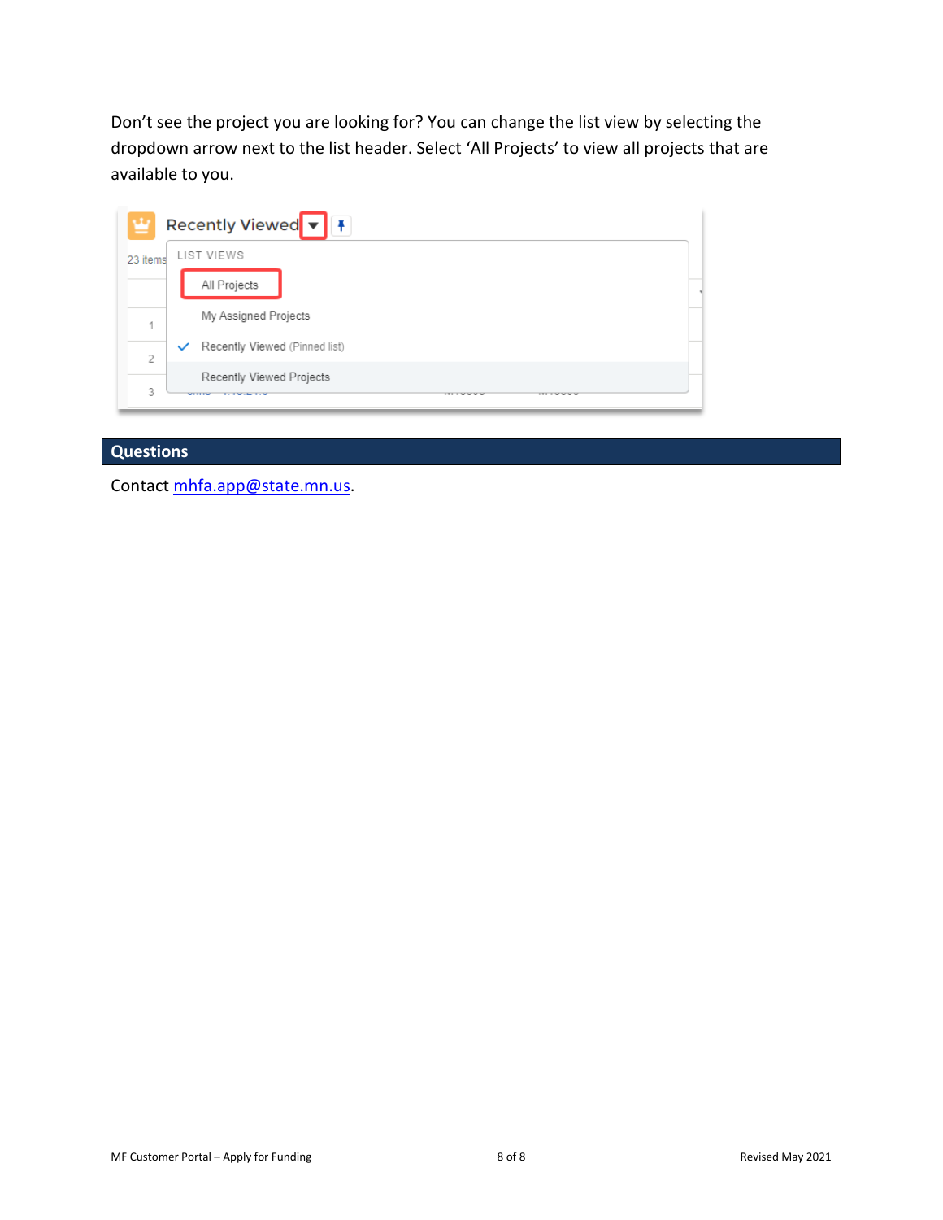Don't see the project you are looking for? You can change the list view by selecting the dropdown arrow next to the list header. Select 'All Projects' to view all projects that are available to you.

## Questions

Contact mhfa.app@state.mn.us.